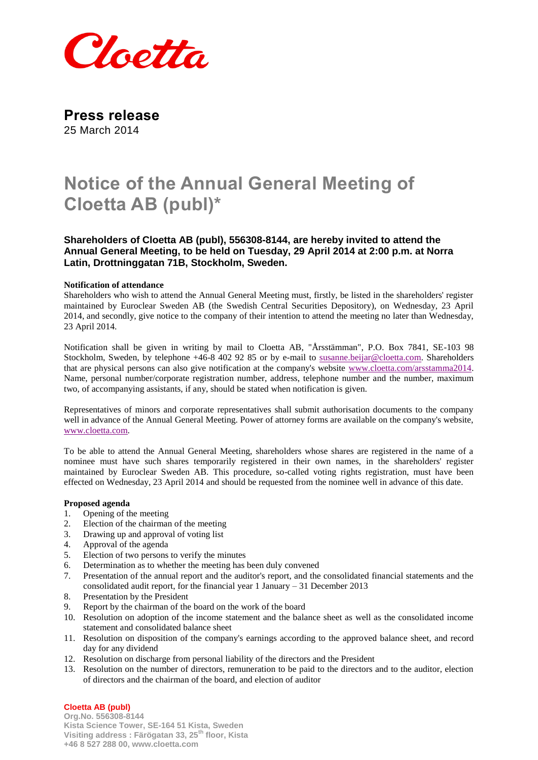Cloetta

# Press release

25 March 2014

# Notice of the Annual General Meeting of Cloetta AB (publ)*

**Shareholders of Cloetta AB (publ), 556308-8144, are hereby invited to attend the Annual General Meeting, to be held on Tuesday, 29 April 2014 at 2:00 p.m. at Norra Latin, Drottninggatan 71B, Stockholm, Sweden.**

**Notification of attendance**

Shareholders who wish to attend the Annual General Meeting must, firstly, be listed in the shareholders' register maintained by Euroclear Sweden AB (the Swedish Central Securities Depository), on Wednesday, 23 April 2014, and secondly, give notice to the company of their intention to attend the meeting no later than Wednesday, 23 April 2014.

Notification shall be given in writing by mail to Cloetta AB, "Årsstämman", P.O. Box 7841, SE-103 98 Stockholm, Sweden, by telephone +46-8 402 92 85 or by e-mail to susanne.beijar@cloetta.com. Shareholders that are physical persons can also give notification at the company's website www.cloetta.com/arsstamma2014. Name, personal number/corporate registration number, address, telephone number and the number, maximum two, of accompanying assistants, if any, should be stated when notification is given.

Representatives of minors and corporate representatives shall submit authorisation documents to the company well in advance of the Annual General Meeting. Power of attorney forms are available on the company's website, www.cloetta.com.

To be able to attend the Annual General Meeting, shareholders whose shares are registered in the name of a nominee must have such shares temporarily registered in their own names, in the shareholders' register maintained by Euroclear Sweden AB. This procedure, so-called voting rights registration, must have been effected on Wednesday, 23 April 2014 and should be requested from the nominee well in advance of this date.

**Proposed agenda**

1. Opening of the meeting
2. Election of the chairman of the meeting
3. Drawing up and approval of voting list
4. Approval of the agenda
5. Election of two persons to verify the minutes
6. Determination as to whether the meeting has been duly convened
7. Presentation of the annual report and the auditor's report, and the consolidated financial statements and the consolidated audit report, for the financial year 1 January – 31 December 2013
8. Presentation by the President
9. Report by the chairman of the board on the work of the board
10. Resolution on adoption of the income statement and the balance sheet as well as the consolidated income statement and consolidated balance sheet
11. Resolution on disposition of the company's earnings according to the approved balance sheet, and record day for any dividend
12. Resolution on discharge from personal liability of the directors and the President
13. Resolution on the number of directors, remuneration to be paid to the directors and to the auditor, election of directors and the chairman of the board, and election of auditor

**Cloetta AB (publ)**
Org.No. 556308-8144
Kista Science Tower, SE-164 51 Kista, Sweden
Visiting address : Färögatan 33, 25th floor, Kista
+46 8 527 288 00, www.cloetta.com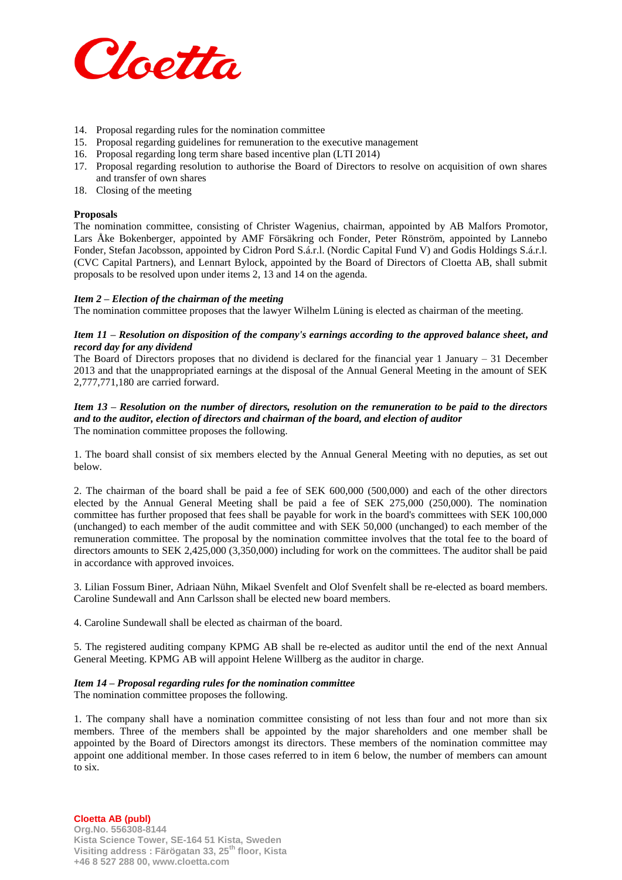14. Proposal regarding rules for the nomination committee
15. Proposal regarding guidelines for remuneration to the executive management
16. Proposal regarding long term share based incentive plan (LTI 2014)
17. Proposal regarding resolution to authorise the Board of Directors to resolve on acquisition of own shares and transfer of own shares
18. Closing of the meeting

**Proposals**

The nomination committee, consisting of Christer Wagenius, chairman, appointed by AB Malfors Promotor, Lars Åke Bokenberger, appointed by AMF Försäkring och Fonder, Peter Rönström, appointed by Lannebo Fonder, Stefan Jacobsson, appointed by Cidron Pord S.á.r.l. (Nordic Capital Fund V) and Godis Holdings S.á.r.l. (CVC Capital Partners), and Lennart Bylock, appointed by the Board of Directors of Cloetta AB, shall submit proposals to be resolved upon under items 2, 13 and 14 on the agenda.

***Item 2 – Election of the chairman of the meeting***

The nomination committee proposes that the lawyer Wilhelm Lüning is elected as chairman of the meeting.

***Item 11 – Resolution on disposition of the company's earnings according to the approved balance sheet, and record day for any dividend***

The Board of Directors proposes that no dividend is declared for the financial year 1 January – 31 December 2013 and that the unappropriated earnings at the disposal of the Annual General Meeting in the amount of SEK 2,777,771,180 are carried forward.

***Item 13 – Resolution on the number of directors, resolution on the remuneration to be paid to the directors and to the auditor, election of directors and chairman of the board, and election of auditor***

The nomination committee proposes the following.

1. The board shall consist of six members elected by the Annual General Meeting with no deputies, as set out below.

2. The chairman of the board shall be paid a fee of SEK 600,000 (500,000) and each of the other directors elected by the Annual General Meeting shall be paid a fee of SEK 275,000 (250,000). The nomination committee has further proposed that fees shall be payable for work in the board's committees with SEK 100,000 (unchanged) to each member of the audit committee and with SEK 50,000 (unchanged) to each member of the remuneration committee. The proposal by the nomination committee involves that the total fee to the board of directors amounts to SEK 2,425,000 (3,350,000) including for work on the committees. The auditor shall be paid in accordance with approved invoices.

3. Lilian Fossum Biner, Adriaan Nühn, Mikael Svenfelt and Olof Svenfelt shall be re-elected as board members. Caroline Sundewall and Ann Carlsson shall be elected new board members.

4. Caroline Sundewall shall be elected as chairman of the board.

5. The registered auditing company KPMG AB shall be re-elected as auditor until the end of the next Annual General Meeting. KPMG AB will appoint Helene Willberg as the auditor in charge.

***Item 14 – Proposal regarding rules for the nomination committee***

The nomination committee proposes the following.

1. The company shall have a nomination committee consisting of not less than four and not more than six members. Three of the members shall be appointed by the major shareholders and one member shall be appointed by the Board of Directors amongst its directors. These members of the nomination committee may appoint one additional member. In those cases referred to in item 6 below, the number of members can amount to six.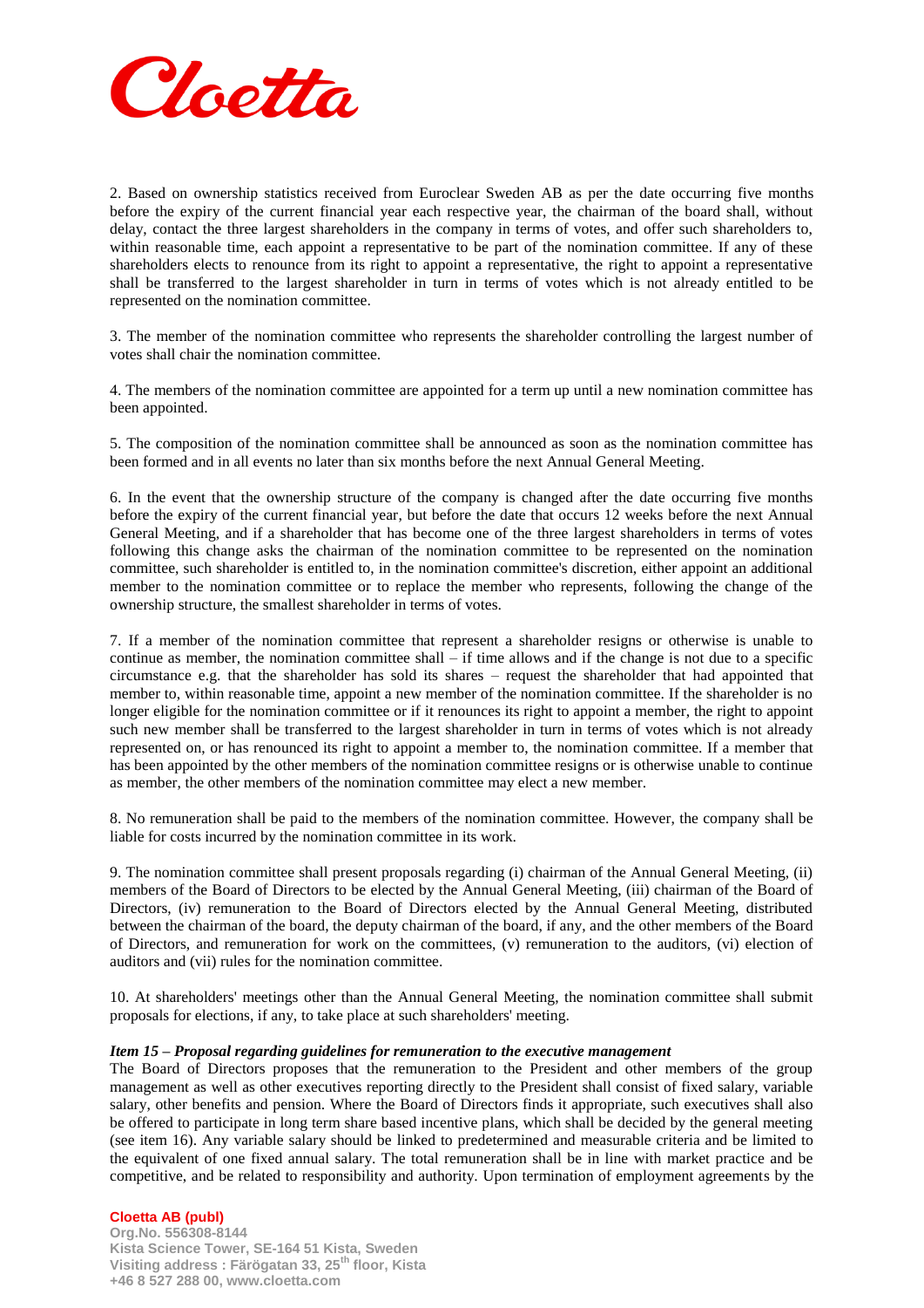2. Based on ownership statistics received from Euroclear Sweden AB as per the date occurring five months before the expiry of the current financial year each respective year, the chairman of the board shall, without delay, contact the three largest shareholders in the company in terms of votes, and offer such shareholders to, within reasonable time, each appoint a representative to be part of the nomination committee. If any of these shareholders elects to renounce from its right to appoint a representative, the right to appoint a representative shall be transferred to the largest shareholder in turn in terms of votes which is not already entitled to be represented on the nomination committee.

3. The member of the nomination committee who represents the shareholder controlling the largest number of votes shall chair the nomination committee.

4. The members of the nomination committee are appointed for a term up until a new nomination committee has been appointed.

5. The composition of the nomination committee shall be announced as soon as the nomination committee has been formed and in all events no later than six months before the next Annual General Meeting.

6. In the event that the ownership structure of the company is changed after the date occurring five months before the expiry of the current financial year, but before the date that occurs 12 weeks before the next Annual General Meeting, and if a shareholder that has become one of the three largest shareholders in terms of votes following this change asks the chairman of the nomination committee to be represented on the nomination committee, such shareholder is entitled to, in the nomination committee's discretion, either appoint an additional member to the nomination committee or to replace the member who represents, following the change of the ownership structure, the smallest shareholder in terms of votes.

7. If a member of the nomination committee that represent a shareholder resigns or otherwise is unable to continue as member, the nomination committee shall – if time allows and if the change is not due to a specific circumstance e.g. that the shareholder has sold its shares – request the shareholder that had appointed that member to, within reasonable time, appoint a new member of the nomination committee. If the shareholder is no longer eligible for the nomination committee or if it renounces its right to appoint a member, the right to appoint such new member shall be transferred to the largest shareholder in turn in terms of votes which is not already represented on, or has renounced its right to appoint a member to, the nomination committee. If a member that has been appointed by the other members of the nomination committee resigns or is otherwise unable to continue as member, the other members of the nomination committee may elect a new member.

8. No remuneration shall be paid to the members of the nomination committee. However, the company shall be liable for costs incurred by the nomination committee in its work.

9. The nomination committee shall present proposals regarding (i) chairman of the Annual General Meeting, (ii) members of the Board of Directors to be elected by the Annual General Meeting, (iii) chairman of the Board of Directors, (iv) remuneration to the Board of Directors elected by the Annual General Meeting, distributed between the chairman of the board, the deputy chairman of the board, if any, and the other members of the Board of Directors, and remuneration for work on the committees, (v) remuneration to the auditors, (vi) election of auditors and (vii) rules for the nomination committee.

10. At shareholders' meetings other than the Annual General Meeting, the nomination committee shall submit proposals for elections, if any, to take place at such shareholders' meeting.

***Item 15 – Proposal regarding guidelines for remuneration to the executive management***

The Board of Directors proposes that the remuneration to the President and other members of the group management as well as other executives reporting directly to the President shall consist of fixed salary, variable salary, other benefits and pension. Where the Board of Directors finds it appropriate, such executives shall also be offered to participate in long term share based incentive plans, which shall be decided by the general meeting (see item 16). Any variable salary should be linked to predetermined and measurable criteria and be limited to the equivalent of one fixed annual salary. The total remuneration shall be in line with market practice and be competitive, and be related to responsibility and authority. Upon termination of employment agreements by the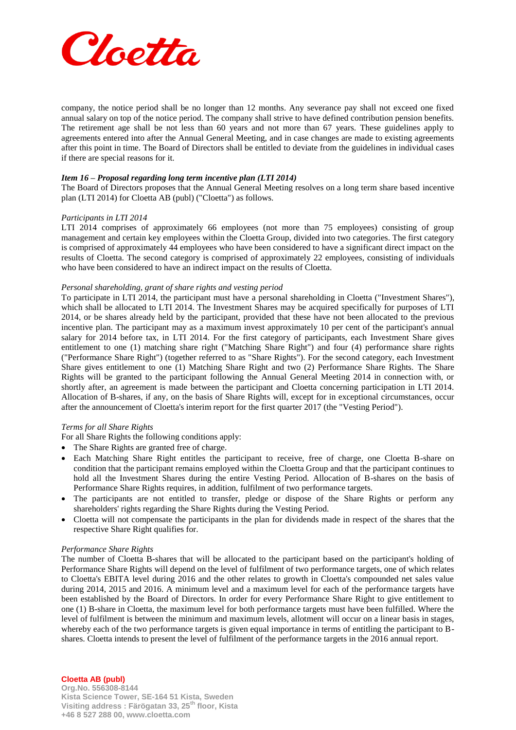company, the notice period shall be no longer than 12 months. Any severance pay shall not exceed one fixed annual salary on top of the notice period. The company shall strive to have defined contribution pension benefits. The retirement age shall be not less than 60 years and not more than 67 years. These guidelines apply to agreements entered into after the Annual General Meeting, and in case changes are made to existing agreements after this point in time. The Board of Directors shall be entitled to deviate from the guidelines in individual cases if there are special reasons for it.

***Item 16 – Proposal regarding long term incentive plan (LTI 2014)***

The Board of Directors proposes that the Annual General Meeting resolves on a long term share based incentive plan (LTI 2014) for Cloetta AB (publ) ("Cloetta") as follows.

*Participants in LTI 2014*

LTI 2014 comprises of approximately 66 employees (not more than 75 employees) consisting of group management and certain key employees within the Cloetta Group, divided into two categories. The first category is comprised of approximately 44 employees who have been considered to have a significant direct impact on the results of Cloetta. The second category is comprised of approximately 22 employees, consisting of individuals who have been considered to have an indirect impact on the results of Cloetta.

*Personal shareholding, grant of share rights and vesting period*

To participate in LTI 2014, the participant must have a personal shareholding in Cloetta ("Investment Shares"), which shall be allocated to LTI 2014. The Investment Shares may be acquired specifically for purposes of LTI 2014, or be shares already held by the participant, provided that these have not been allocated to the previous incentive plan. The participant may as a maximum invest approximately 10 per cent of the participant's annual salary for 2014 before tax, in LTI 2014. For the first category of participants, each Investment Share gives entitlement to one (1) matching share right ("Matching Share Right") and four (4) performance share rights ("Performance Share Right") (together referred to as "Share Rights"). For the second category, each Investment Share gives entitlement to one (1) Matching Share Right and two (2) Performance Share Rights. The Share Rights will be granted to the participant following the Annual General Meeting 2014 in connection with, or shortly after, an agreement is made between the participant and Cloetta concerning participation in LTI 2014. Allocation of B-shares, if any, on the basis of Share Rights will, except for in exceptional circumstances, occur after the announcement of Cloetta's interim report for the first quarter 2017 (the "Vesting Period").

*Terms for all Share Rights*

For all Share Rights the following conditions apply:

- The Share Rights are granted free of charge.
- Each Matching Share Right entitles the participant to receive, free of charge, one Cloetta B-share on condition that the participant remains employed within the Cloetta Group and that the participant continues to hold all the Investment Shares during the entire Vesting Period. Allocation of B-shares on the basis of Performance Share Rights requires, in addition, fulfilment of two performance targets.
- The participants are not entitled to transfer, pledge or dispose of the Share Rights or perform any shareholders' rights regarding the Share Rights during the Vesting Period.
- Cloetta will not compensate the participants in the plan for dividends made in respect of the shares that the respective Share Right qualifies for.

*Performance Share Rights*

The number of Cloetta B-shares that will be allocated to the participant based on the participant's holding of Performance Share Rights will depend on the level of fulfilment of two performance targets, one of which relates to Cloetta's EBITA level during 2016 and the other relates to growth in Cloetta's compounded net sales value during 2014, 2015 and 2016. A minimum level and a maximum level for each of the performance targets have been established by the Board of Directors. In order for every Performance Share Right to give entitlement to one (1) B-share in Cloetta, the maximum level for both performance targets must have been fulfilled. Where the level of fulfilment is between the minimum and maximum levels, allotment will occur on a linear basis in stages, whereby each of the two performance targets is given equal importance in terms of entitling the participant to B-shares. Cloetta intends to present the level of fulfilment of the performance targets in the 2016 annual report.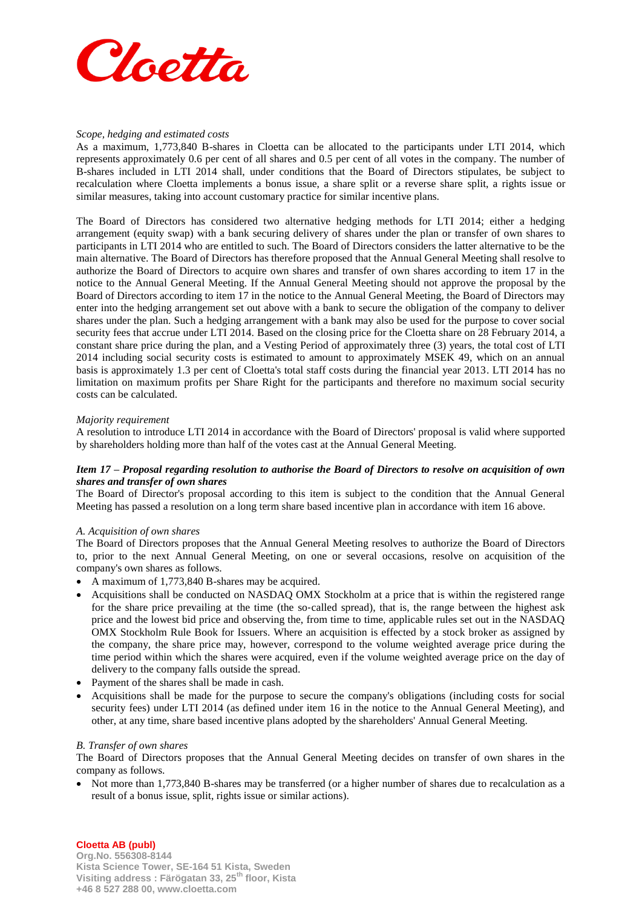*Scope, hedging and estimated costs*
As a maximum, 1,773,840 B-shares in Cloetta can be allocated to the participants under LTI 2014, which represents approximately 0.6 per cent of all shares and 0.5 per cent of all votes in the company. The number of B-shares included in LTI 2014 shall, under conditions that the Board of Directors stipulates, be subject to recalculation where Cloetta implements a bonus issue, a share split or a reverse share split, a rights issue or similar measures, taking into account customary practice for similar incentive plans.

The Board of Directors has considered two alternative hedging methods for LTI 2014; either a hedging arrangement (equity swap) with a bank securing delivery of shares under the plan or transfer of own shares to participants in LTI 2014 who are entitled to such. The Board of Directors considers the latter alternative to be the main alternative. The Board of Directors has therefore proposed that the Annual General Meeting shall resolve to authorize the Board of Directors to acquire own shares and transfer of own shares according to item 17 in the notice to the Annual General Meeting. If the Annual General Meeting should not approve the proposal by the Board of Directors according to item 17 in the notice to the Annual General Meeting, the Board of Directors may enter into the hedging arrangement set out above with a bank to secure the obligation of the company to deliver shares under the plan. Such a hedging arrangement with a bank may also be used for the purpose to cover social security fees that accrue under LTI 2014. Based on the closing price for the Cloetta share on 28 February 2014, a constant share price during the plan, and a Vesting Period of approximately three (3) years, the total cost of LTI 2014 including social security costs is estimated to amount to approximately MSEK 49, which on an annual basis is approximately 1.3 per cent of Cloetta's total staff costs during the financial year 2013. LTI 2014 has no limitation on maximum profits per Share Right for the participants and therefore no maximum social security costs can be calculated.

*Majority requirement*
A resolution to introduce LTI 2014 in accordance with the Board of Directors' proposal is valid where supported by shareholders holding more than half of the votes cast at the Annual General Meeting.

***Item 17 – Proposal regarding resolution to authorise the Board of Directors to resolve on acquisition of own shares and transfer of own shares***
The Board of Director's proposal according to this item is subject to the condition that the Annual General Meeting has passed a resolution on a long term share based incentive plan in accordance with item 16 above.

*A. Acquisition of own shares*
The Board of Directors proposes that the Annual General Meeting resolves to authorize the Board of Directors to, prior to the next Annual General Meeting, on one or several occasions, resolve on acquisition of the company's own shares as follows.

- A maximum of 1,773,840 B-shares may be acquired.
- Acquisitions shall be conducted on NASDAQ OMX Stockholm at a price that is within the registered range for the share price prevailing at the time (the so-called spread), that is, the range between the highest ask price and the lowest bid price and observing the, from time to time, applicable rules set out in the NASDAQ OMX Stockholm Rule Book for Issuers. Where an acquisition is effected by a stock broker as assigned by the company, the share price may, however, correspond to the volume weighted average price during the time period within which the shares were acquired, even if the volume weighted average price on the day of delivery to the company falls outside the spread.
- Payment of the shares shall be made in cash.
- Acquisitions shall be made for the purpose to secure the company's obligations (including costs for social security fees) under LTI 2014 (as defined under item 16 in the notice to the Annual General Meeting), and other, at any time, share based incentive plans adopted by the shareholders' Annual General Meeting.

*B. Transfer of own shares*
The Board of Directors proposes that the Annual General Meeting decides on transfer of own shares in the company as follows.

- Not more than 1,773,840 B-shares may be transferred (or a higher number of shares due to recalculation as a result of a bonus issue, split, rights issue or similar actions).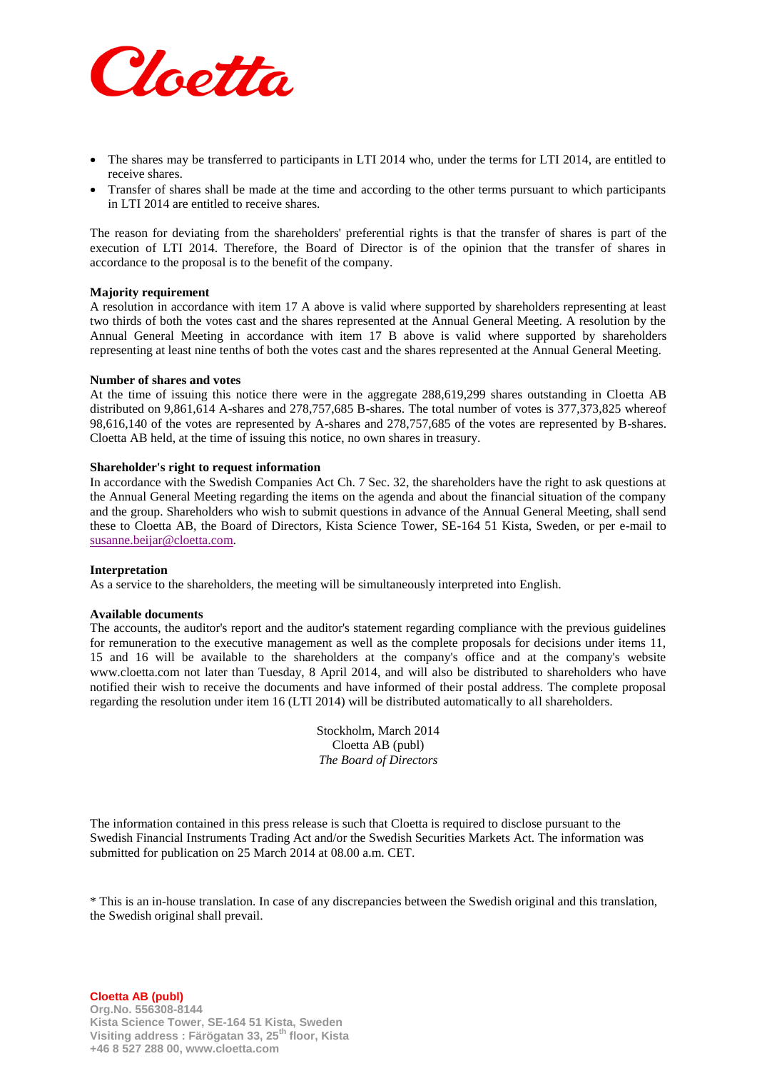- The shares may be transferred to participants in LTI 2014 who, under the terms for LTI 2014, are entitled to receive shares.
- Transfer of shares shall be made at the time and according to the other terms pursuant to which participants in LTI 2014 are entitled to receive shares.

The reason for deviating from the shareholders' preferential rights is that the transfer of shares is part of the execution of LTI 2014. Therefore, the Board of Director is of the opinion that the transfer of shares in accordance to the proposal is to the benefit of the company.

**Majority requirement**

A resolution in accordance with item 17 A above is valid where supported by shareholders representing at least two thirds of both the votes cast and the shares represented at the Annual General Meeting. A resolution by the Annual General Meeting in accordance with item 17 B above is valid where supported by shareholders representing at least nine tenths of both the votes cast and the shares represented at the Annual General Meeting.

**Number of shares and votes**

At the time of issuing this notice there were in the aggregate 288,619,299 shares outstanding in Cloetta AB distributed on 9,861,614 A-shares and 278,757,685 B-shares. The total number of votes is 377,373,825 whereof 98,616,140 of the votes are represented by A-shares and 278,757,685 of the votes are represented by B-shares. Cloetta AB held, at the time of issuing this notice, no own shares in treasury.

**Shareholder's right to request information**

In accordance with the Swedish Companies Act Ch. 7 Sec. 32, the shareholders have the right to ask questions at the Annual General Meeting regarding the items on the agenda and about the financial situation of the company and the group. Shareholders who wish to submit questions in advance of the Annual General Meeting, shall send these to Cloetta AB, the Board of Directors, Kista Science Tower, SE-164 51 Kista, Sweden, or per e-mail to susanne.beijar@cloetta.com.

**Interpretation**

As a service to the shareholders, the meeting will be simultaneously interpreted into English.

**Available documents**

The accounts, the auditor's report and the auditor's statement regarding compliance with the previous guidelines for remuneration to the executive management as well as the complete proposals for decisions under items 11, 15 and 16 will be available to the shareholders at the company's office and at the company's website www.cloetta.com not later than Tuesday, 8 April 2014, and will also be distributed to shareholders who have notified their wish to receive the documents and have informed of their postal address. The complete proposal regarding the resolution under item 16 (LTI 2014) will be distributed automatically to all shareholders.

Stockholm, March 2014
Cloetta AB (publ)
*The Board of Directors*

The information contained in this press release is such that Cloetta is required to disclose pursuant to the Swedish Financial Instruments Trading Act and/or the Swedish Securities Markets Act. The information was submitted for publication on 25 March 2014 at 08.00 a.m. CET.

\* This is an in-house translation. In case of any discrepancies between the Swedish original and this translation, the Swedish original shall prevail.

**Cloetta AB (publ)**
Org.No. 556308-8144
Kista Science Tower, SE-164 51 Kista, Sweden
Visiting address : Färögatan 33, 25th floor, Kista
+46 8 527 288 00, www.cloetta.com